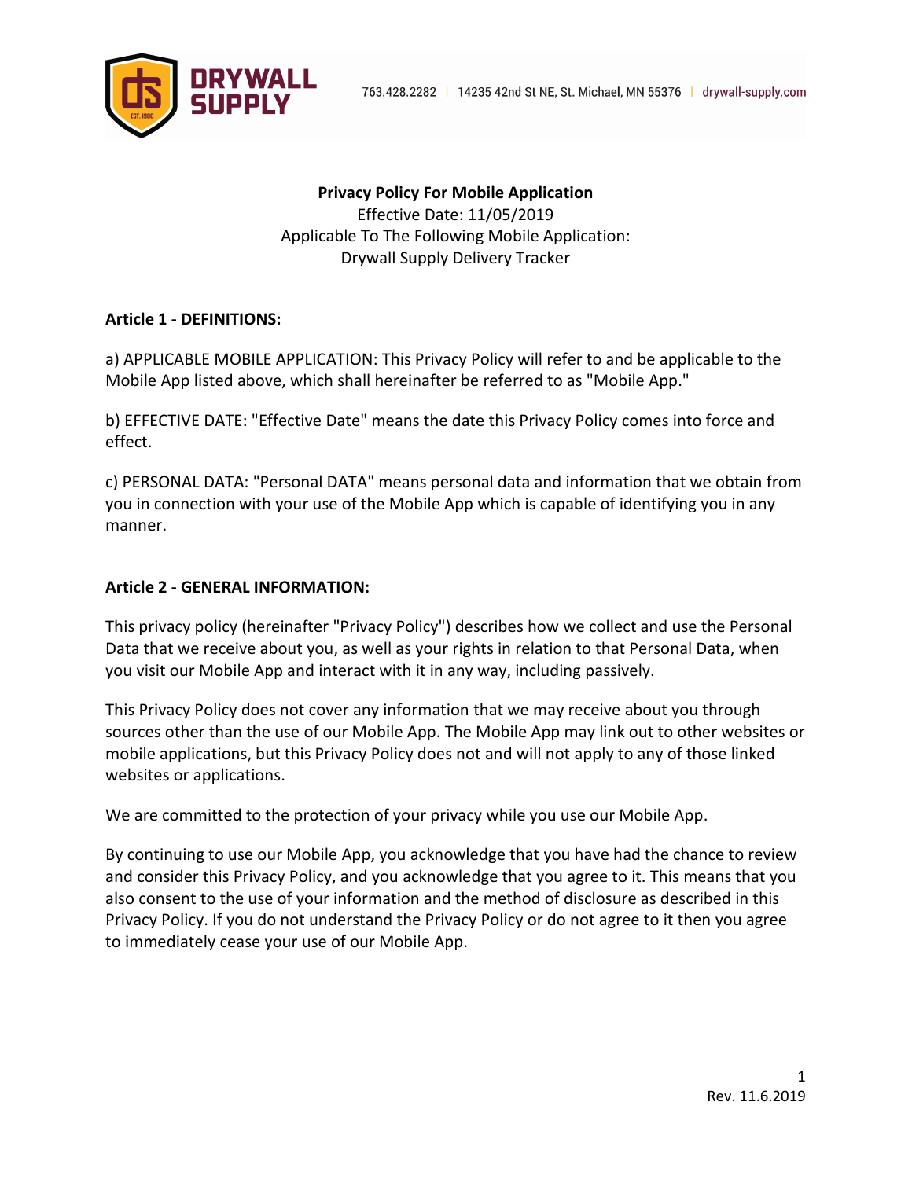DRYWALL SUPPLY

763.428.2282 | 14235 42nd St NE, St. Michael, MN 55376 | drywall-supply.com

**Privacy Policy For Mobile Application**
Effective Date: 11/05/2019
Applicable To The Following Mobile Application:
Drywall Supply Delivery Tracker

**Article 1 - DEFINITIONS:**

a) APPLICABLE MOBILE APPLICATION: This Privacy Policy will refer to and be applicable to the Mobile App listed above, which shall hereinafter be referred to as "Mobile App."

b) EFFECTIVE DATE: "Effective Date" means the date this Privacy Policy comes into force and effect.

c) PERSONAL DATA: "Personal DATA" means personal data and information that we obtain from you in connection with your use of the Mobile App which is capable of identifying you in any manner.

**Article 2 - GENERAL INFORMATION:**

This privacy policy (hereinafter "Privacy Policy") describes how we collect and use the Personal Data that we receive about you, as well as your rights in relation to that Personal Data, when you visit our Mobile App and interact with it in any way, including passively.

This Privacy Policy does not cover any information that we may receive about you through sources other than the use of our Mobile App. The Mobile App may link out to other websites or mobile applications, but this Privacy Policy does not and will not apply to any of those linked websites or applications.

We are committed to the protection of your privacy while you use our Mobile App.

By continuing to use our Mobile App, you acknowledge that you have had the chance to review and consider this Privacy Policy, and you acknowledge that you agree to it. This means that you also consent to the use of your information and the method of disclosure as described in this Privacy Policy. If you do not understand the Privacy Policy or do not agree to it then you agree to immediately cease your use of our Mobile App.

Rev. 11.6.2019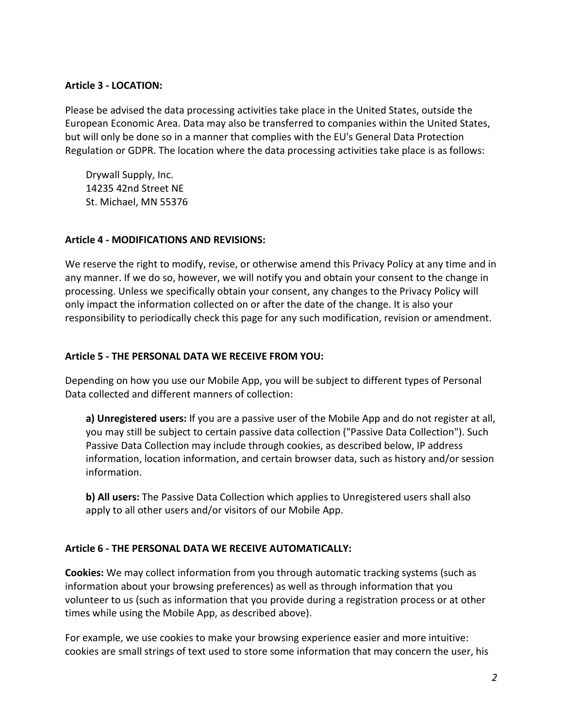**Article 3 - LOCATION:**

Please be advised the data processing activities take place in the United States, outside the European Economic Area. Data may also be transferred to companies within the United States, but will only be done so in a manner that complies with the EU's General Data Protection Regulation or GDPR. The location where the data processing activities take place is as follows:

Drywall Supply, Inc.
14235 42nd Street NE
St. Michael, MN 55376

**Article 4 - MODIFICATIONS AND REVISIONS:**

We reserve the right to modify, revise, or otherwise amend this Privacy Policy at any time and in any manner. If we do so, however, we will notify you and obtain your consent to the change in processing. Unless we specifically obtain your consent, any changes to the Privacy Policy will only impact the information collected on or after the date of the change. It is also your responsibility to periodically check this page for any such modification, revision or amendment.

**Article 5 - THE PERSONAL DATA WE RECEIVE FROM YOU:**

Depending on how you use our Mobile App, you will be subject to different types of Personal Data collected and different manners of collection:

**a) Unregistered users:** If you are a passive user of the Mobile App and do not register at all, you may still be subject to certain passive data collection ("Passive Data Collection"). Such Passive Data Collection may include through cookies, as described below, IP address information, location information, and certain browser data, such as history and/or session information.

**b) All users:** The Passive Data Collection which applies to Unregistered users shall also apply to all other users and/or visitors of our Mobile App.

**Article 6 - THE PERSONAL DATA WE RECEIVE AUTOMATICALLY:**

**Cookies:** We may collect information from you through automatic tracking systems (such as information about your browsing preferences) as well as through information that you volunteer to us (such as information that you provide during a registration process or at other times while using the Mobile App, as described above).

For example, we use cookies to make your browsing experience easier and more intuitive: cookies are small strings of text used to store some information that may concern the user, his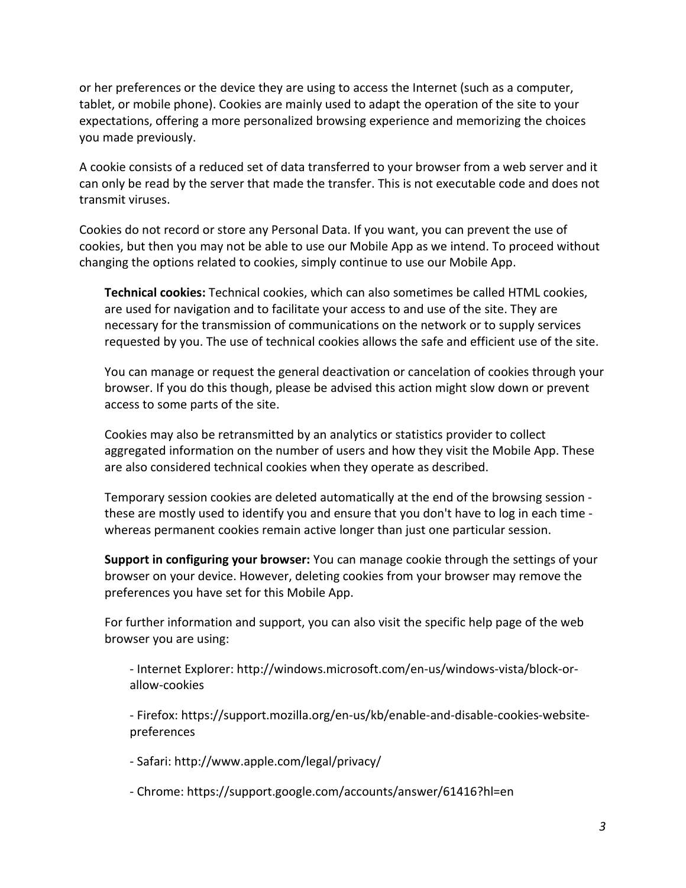or her preferences or the device they are using to access the Internet (such as a computer, tablet, or mobile phone). Cookies are mainly used to adapt the operation of the site to your expectations, offering a more personalized browsing experience and memorizing the choices you made previously.

A cookie consists of a reduced set of data transferred to your browser from a web server and it can only be read by the server that made the transfer. This is not executable code and does not transmit viruses.

Cookies do not record or store any Personal Data. If you want, you can prevent the use of cookies, but then you may not be able to use our Mobile App as we intend. To proceed without changing the options related to cookies, simply continue to use our Mobile App.

**Technical cookies:** Technical cookies, which can also sometimes be called HTML cookies, are used for navigation and to facilitate your access to and use of the site. They are necessary for the transmission of communications on the network or to supply services requested by you. The use of technical cookies allows the safe and efficient use of the site.

You can manage or request the general deactivation or cancelation of cookies through your browser. If you do this though, please be advised this action might slow down or prevent access to some parts of the site.

Cookies may also be retransmitted by an analytics or statistics provider to collect aggregated information on the number of users and how they visit the Mobile App. These are also considered technical cookies when they operate as described.

Temporary session cookies are deleted automatically at the end of the browsing session - these are mostly used to identify you and ensure that you don't have to log in each time - whereas permanent cookies remain active longer than just one particular session.

**Support in configuring your browser:** You can manage cookie through the settings of your browser on your device. However, deleting cookies from your browser may remove the preferences you have set for this Mobile App.

For further information and support, you can also visit the specific help page of the web browser you are using:

- Internet Explorer: http://windows.microsoft.com/en-us/windows-vista/block-or-allow-cookies

- Firefox: https://support.mozilla.org/en-us/kb/enable-and-disable-cookies-website-preferences

- Safari: http://www.apple.com/legal/privacy/

- Chrome: https://support.google.com/accounts/answer/61416?hl=en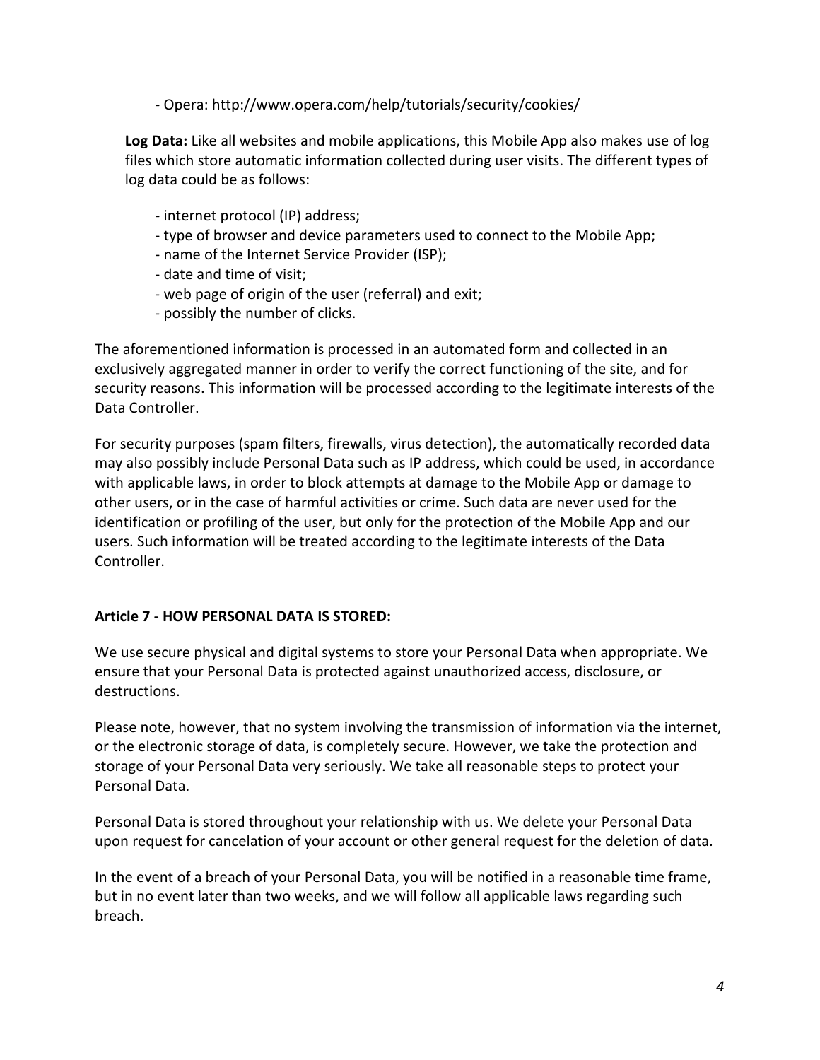- Opera: http://www.opera.com/help/tutorials/security/cookies/

**Log Data:** Like all websites and mobile applications, this Mobile App also makes use of log files which store automatic information collected during user visits. The different types of log data could be as follows:

- internet protocol (IP) address;
- type of browser and device parameters used to connect to the Mobile App;
- name of the Internet Service Provider (ISP);
- date and time of visit;
- web page of origin of the user (referral) and exit;
- possibly the number of clicks.

The aforementioned information is processed in an automated form and collected in an exclusively aggregated manner in order to verify the correct functioning of the site, and for security reasons. This information will be processed according to the legitimate interests of the Data Controller.

For security purposes (spam filters, firewalls, virus detection), the automatically recorded data may also possibly include Personal Data such as IP address, which could be used, in accordance with applicable laws, in order to block attempts at damage to the Mobile App or damage to other users, or in the case of harmful activities or crime. Such data are never used for the identification or profiling of the user, but only for the protection of the Mobile App and our users. Such information will be treated according to the legitimate interests of the Data Controller.

**Article 7 - HOW PERSONAL DATA IS STORED:**

We use secure physical and digital systems to store your Personal Data when appropriate. We ensure that your Personal Data is protected against unauthorized access, disclosure, or destructions.

Please note, however, that no system involving the transmission of information via the internet, or the electronic storage of data, is completely secure. However, we take the protection and storage of your Personal Data very seriously. We take all reasonable steps to protect your Personal Data.

Personal Data is stored throughout your relationship with us. We delete your Personal Data upon request for cancelation of your account or other general request for the deletion of data.

In the event of a breach of your Personal Data, you will be notified in a reasonable time frame, but in no event later than two weeks, and we will follow all applicable laws regarding such breach.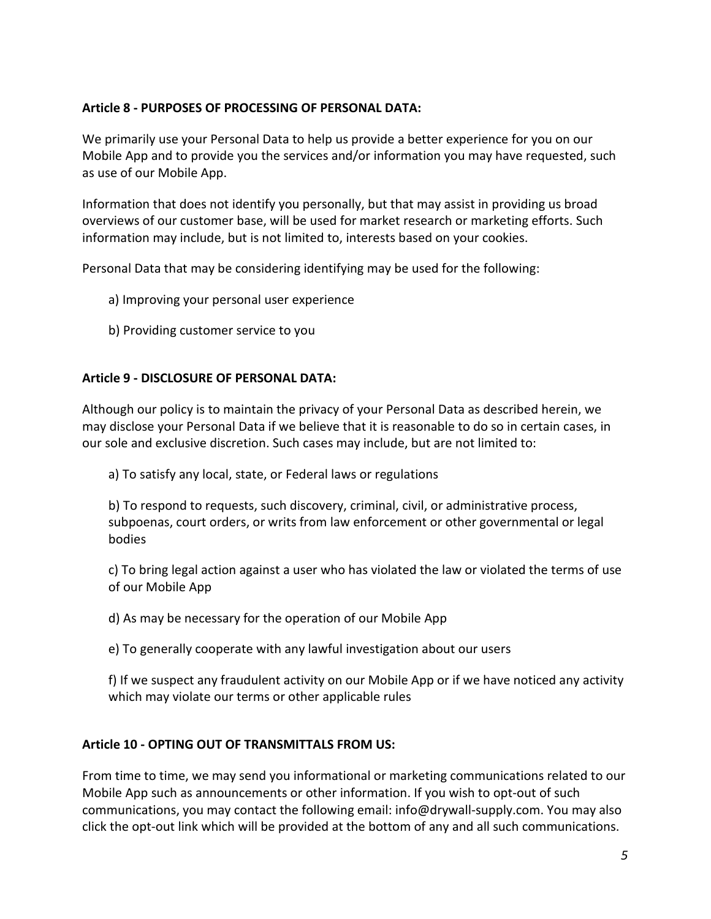**Article 8 - PURPOSES OF PROCESSING OF PERSONAL DATA:**

We primarily use your Personal Data to help us provide a better experience for you on our Mobile App and to provide you the services and/or information you may have requested, such as use of our Mobile App.

Information that does not identify you personally, but that may assist in providing us broad overviews of our customer base, will be used for market research or marketing efforts. Such information may include, but is not limited to, interests based on your cookies.

Personal Data that may be considering identifying may be used for the following:

a) Improving your personal user experience

b) Providing customer service to you

**Article 9 - DISCLOSURE OF PERSONAL DATA:**

Although our policy is to maintain the privacy of your Personal Data as described herein, we may disclose your Personal Data if we believe that it is reasonable to do so in certain cases, in our sole and exclusive discretion. Such cases may include, but are not limited to:

a) To satisfy any local, state, or Federal laws or regulations

b) To respond to requests, such discovery, criminal, civil, or administrative process, subpoenas, court orders, or writs from law enforcement or other governmental or legal bodies

c) To bring legal action against a user who has violated the law or violated the terms of use of our Mobile App

d) As may be necessary for the operation of our Mobile App

e) To generally cooperate with any lawful investigation about our users

f) If we suspect any fraudulent activity on our Mobile App or if we have noticed any activity which may violate our terms or other applicable rules

**Article 10 - OPTING OUT OF TRANSMITTALS FROM US:**

From time to time, we may send you informational or marketing communications related to our Mobile App such as announcements or other information. If you wish to opt-out of such communications, you may contact the following email: info@drywall-supply.com. You may also click the opt-out link which will be provided at the bottom of any and all such communications.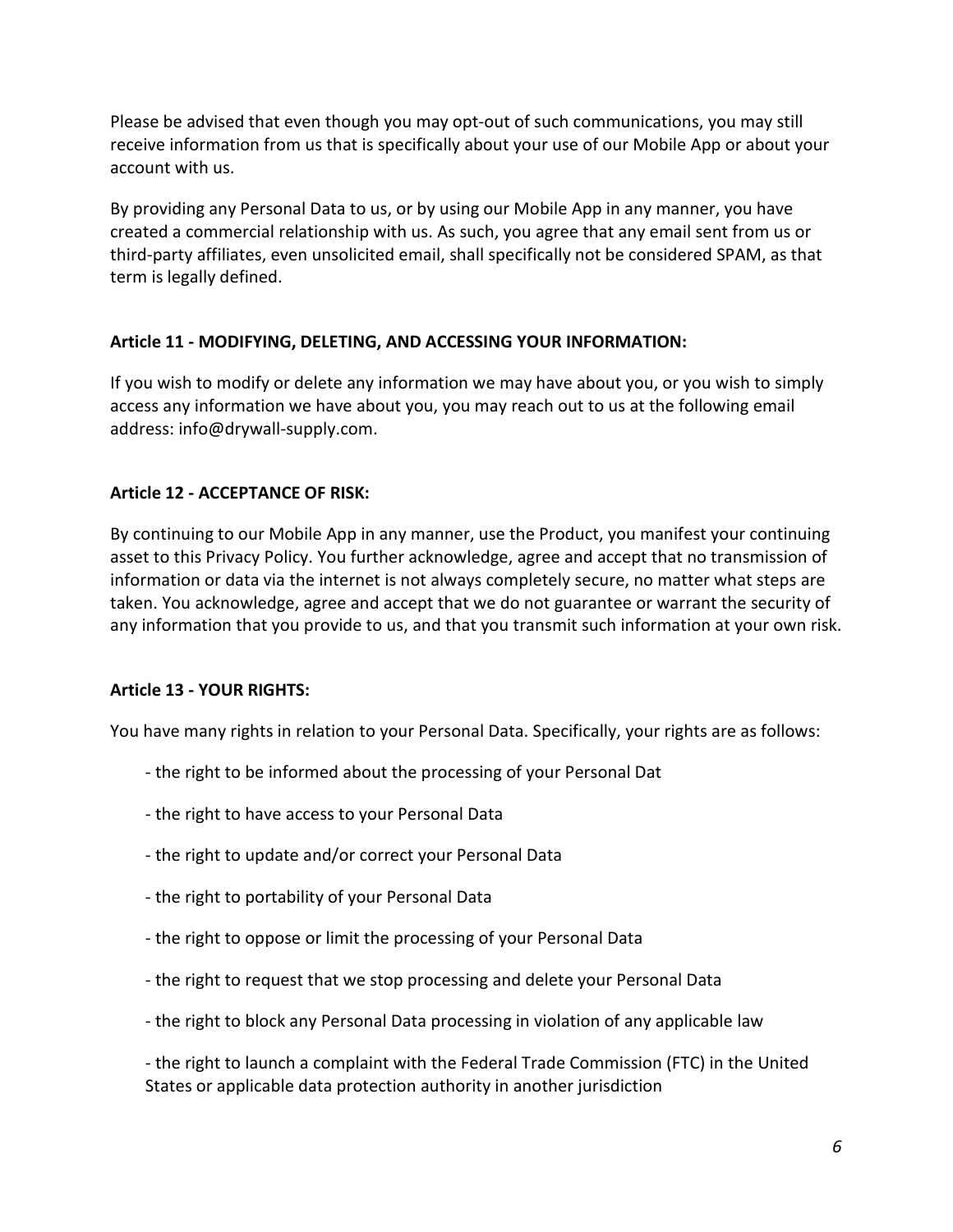Please be advised that even though you may opt-out of such communications, you may still receive information from us that is specifically about your use of our Mobile App or about your account with us.

By providing any Personal Data to us, or by using our Mobile App in any manner, you have created a commercial relationship with us. As such, you agree that any email sent from us or third-party affiliates, even unsolicited email, shall specifically not be considered SPAM, as that term is legally defined.

**Article 11 - MODIFYING, DELETING, AND ACCESSING YOUR INFORMATION:**

If you wish to modify or delete any information we may have about you, or you wish to simply access any information we have about you, you may reach out to us at the following email address: info@drywall-supply.com.

**Article 12 - ACCEPTANCE OF RISK:**

By continuing to our Mobile App in any manner, use the Product, you manifest your continuing asset to this Privacy Policy. You further acknowledge, agree and accept that no transmission of information or data via the internet is not always completely secure, no matter what steps are taken. You acknowledge, agree and accept that we do not guarantee or warrant the security of any information that you provide to us, and that you transmit such information at your own risk.

**Article 13 - YOUR RIGHTS:**

You have many rights in relation to your Personal Data. Specifically, your rights are as follows:

- the right to be informed about the processing of your Personal Dat
- the right to have access to your Personal Data
- the right to update and/or correct your Personal Data
- the right to portability of your Personal Data
- the right to oppose or limit the processing of your Personal Data
- the right to request that we stop processing and delete your Personal Data
- the right to block any Personal Data processing in violation of any applicable law
- the right to launch a complaint with the Federal Trade Commission (FTC) in the United States or applicable data protection authority in another jurisdiction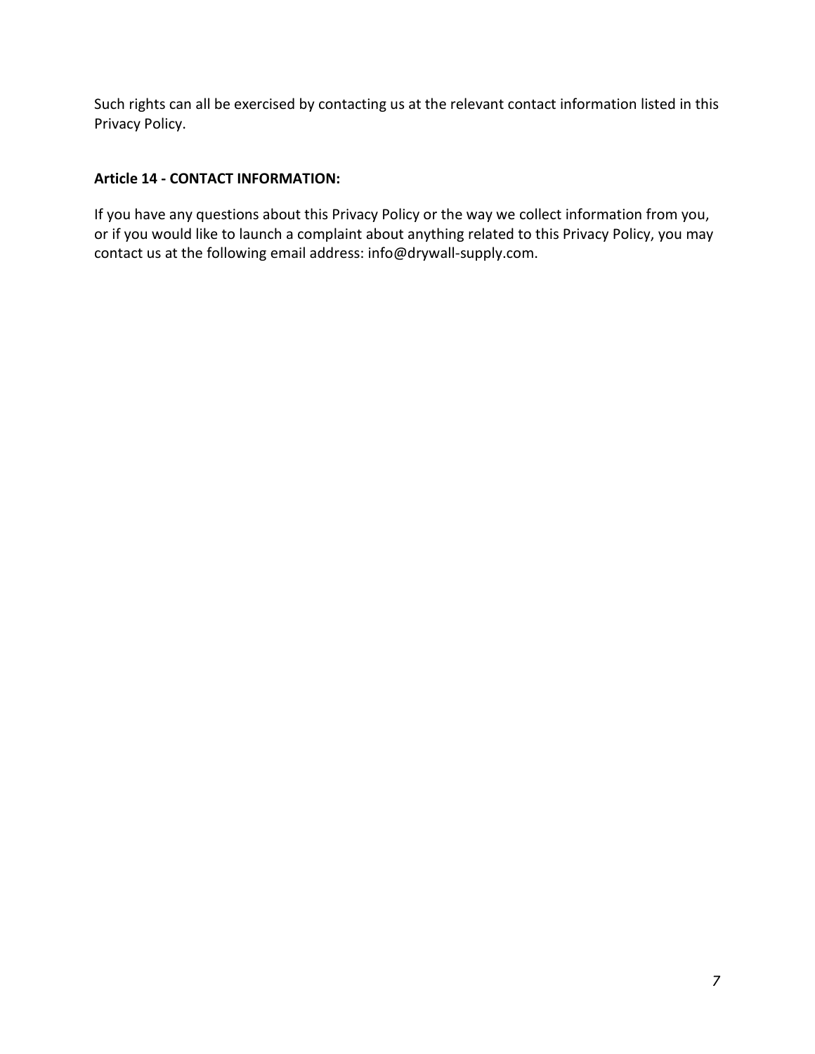Such rights can all be exercised by contacting us at the relevant contact information listed in this Privacy Policy.

**Article 14 - CONTACT INFORMATION:**

If you have any questions about this Privacy Policy or the way we collect information from you, or if you would like to launch a complaint about anything related to this Privacy Policy, you may contact us at the following email address: info@drywall-supply.com.